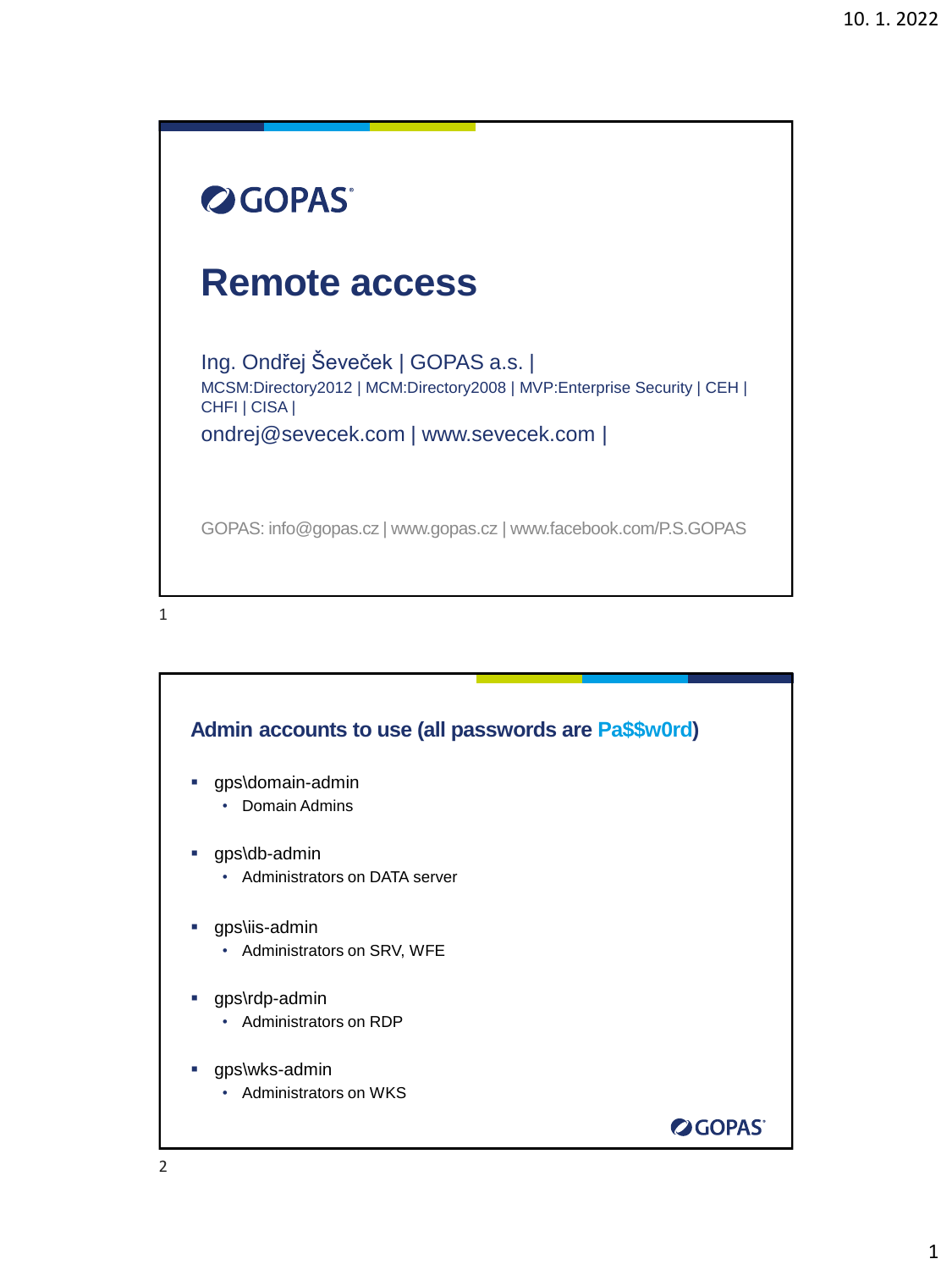GOPAS

# Remote access

Ing. Ondřej Ševeček | GOPAS a.s. |
MCSM:Directory2012 | MCM:Directory2008 | MVP:Enterprise Security | CEH | CHFI | CISA |
ondrej@sevecek.com | www.sevecek.com |

GOPAS: info@gopas.cz | www.gopas.cz | www.facebook.com/P.S.GOPAS

## Admin accounts to use (all passwords are Pa$$w0rd)

- gps\domain-admin
  - Domain Admins
- gps\db-admin
  - Administrators on DATA server
- gps\iis-admin
  - Administrators on SRV, WFE
- gps\rdp-admin
  - Administrators on RDP
- gps\wks-admin
  - Administrators on WKS

GOPAS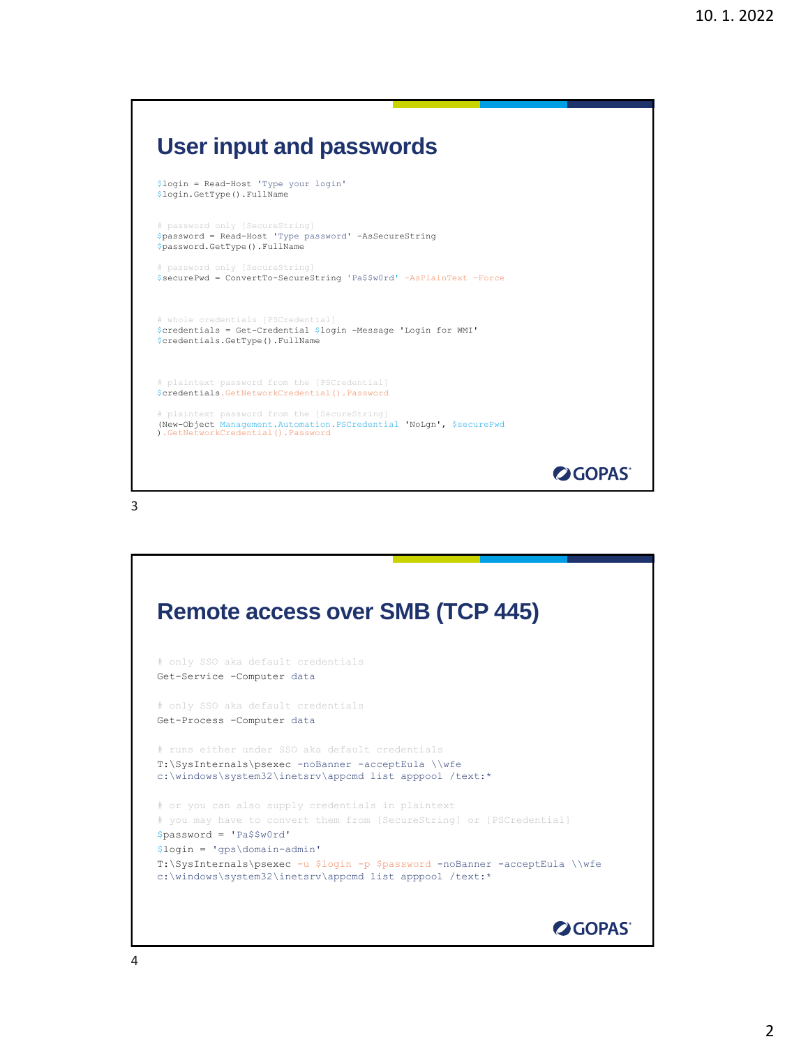## User input and passwords

```
$login = Read-Host 'Type your login'
$login.GetType().FullName


# password only [SecureString]
$password = Read-Host 'Type password' -AsSecureString
$password.GetType().FullName

# password only [SecureString]
$securePwd = ConvertTo-SecureString 'Pa$$w0rd' -AsPlainText -Force



# whole credentials [PSCredential]
$credentials = Get-Credential $login -Message 'Login for WMI'
$credentials.GetType().FullName



# plaintext password from the [PSCredential]
$credentials.GetNetworkCredential().Password

# plaintext password from the [SecureString]
(New-Object Management.Automation.PSCredential 'NoLgn', $securePwd
).GetNetworkCredential().Password
```

## Remote access over SMB (TCP 445)

```
# only SSO aka default credentials
Get-Service -Computer data

# only SSO aka default credentials
Get-Process -Computer data

# runs either under SSO aka default credentials
T:\SysInternals\psexec -noBanner -acceptEula \\wfe
c:\windows\system32\inetsrv\appcmd list apppool /text:*

# or you can also supply credentials in plaintext
# you may have to convert them from [SecureString] or [PSCredential]
$password = 'Pa$$w0rd'
$login = 'gps\domain-admin'
T:\SysInternals\psexec -u $login -p $password -noBanner -acceptEula \\wfe
c:\windows\system32\inetsrv\appcmd list apppool /text:*
```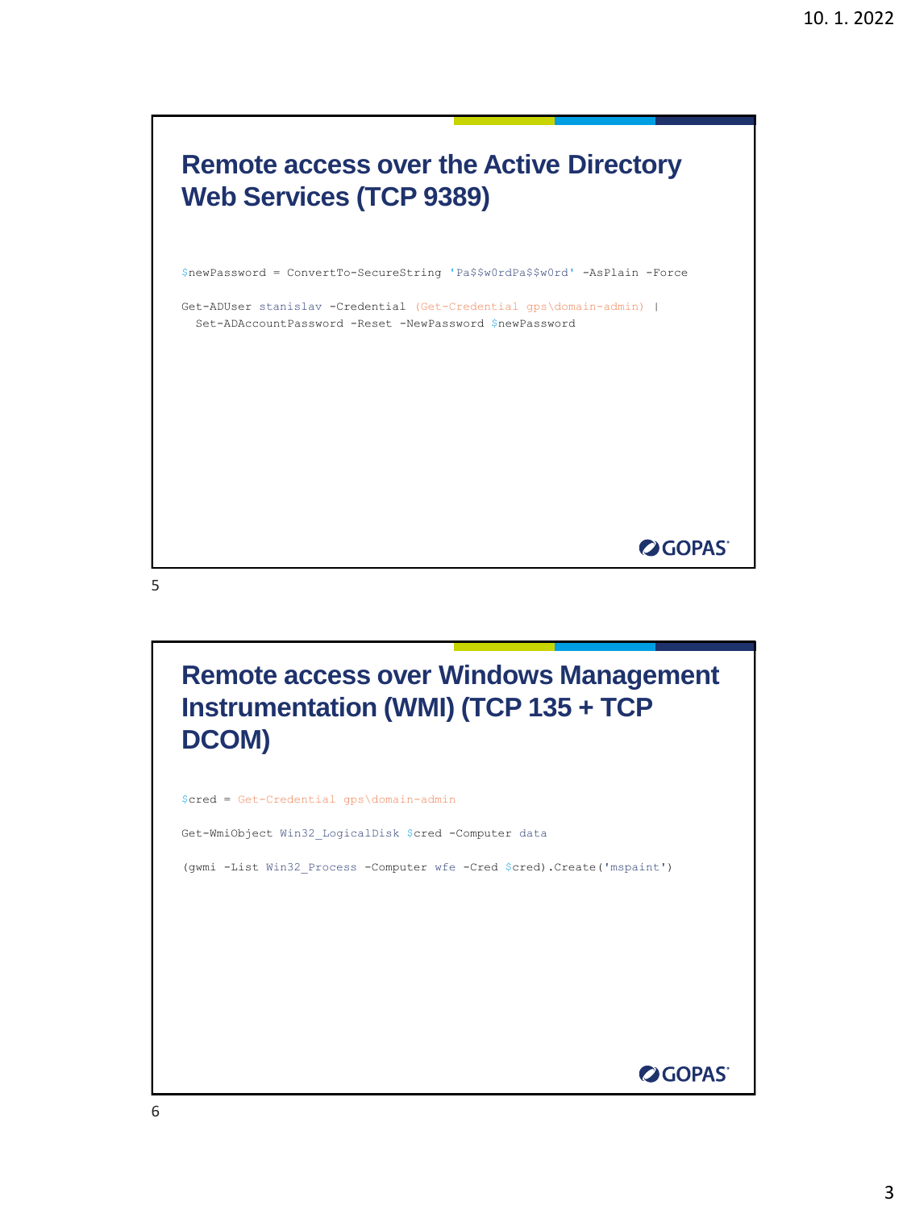## Remote access over the Active Directory Web Services (TCP 9389)

```
$newPassword = ConvertTo-SecureString 'Pa$$w0rdPa$$w0rd' -AsPlain -Force

Get-ADUser stanislav -Credential (Get-Credential gps\domain-admin) |
  Set-ADAccountPassword -Reset -NewPassword $newPassword
```

## Remote access over Windows Management Instrumentation (WMI) (TCP 135 + TCP DCOM)

```
$cred = Get-Credential gps\domain-admin

Get-WmiObject Win32_LogicalDisk $cred -Computer data

(gwmi -List Win32_Process -Computer wfe -Cred $cred).Create('mspaint')
```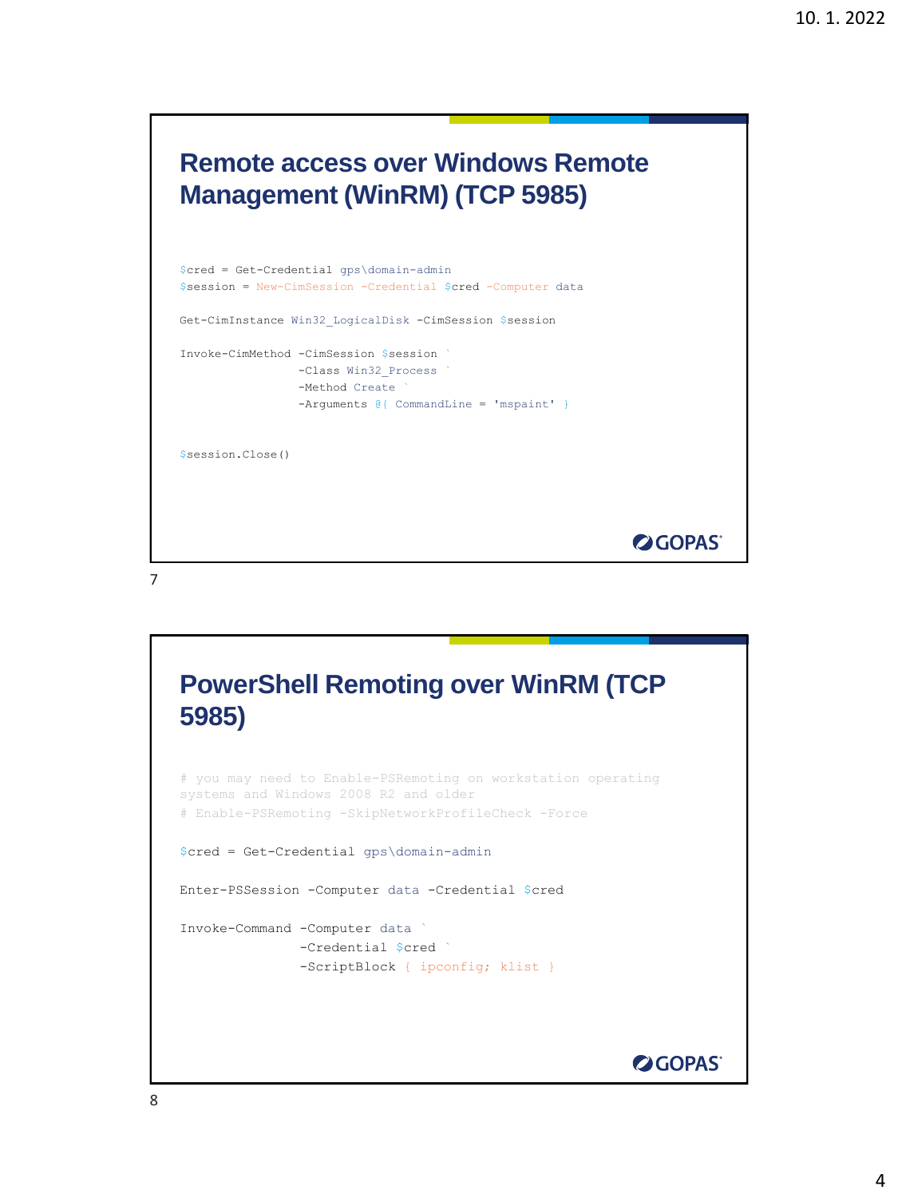## Remote access over Windows Remote Management (WinRM) (TCP 5985)

```
$cred = Get-Credential gps\domain-admin
$session = New-CimSession -Credential $cred -Computer data

Get-CimInstance Win32_LogicalDisk -CimSession $session

Invoke-CimMethod -CimSession $session `
                 -Class Win32_Process `
                 -Method Create `
                 -Arguments @{ CommandLine = 'mspaint' }


$session.Close()
```

## PowerShell Remoting over WinRM (TCP 5985)

```
# you may need to Enable-PSRemoting on workstation operating
systems and Windows 2008 R2 and older
# Enable-PSRemoting -SkipNetworkProfileCheck -Force

$cred = Get-Credential gps\domain-admin

Enter-PSSession -Computer data -Credential $cred

Invoke-Command -Computer data `
               -Credential $cred `
               -ScriptBlock { ipconfig; klist }
```